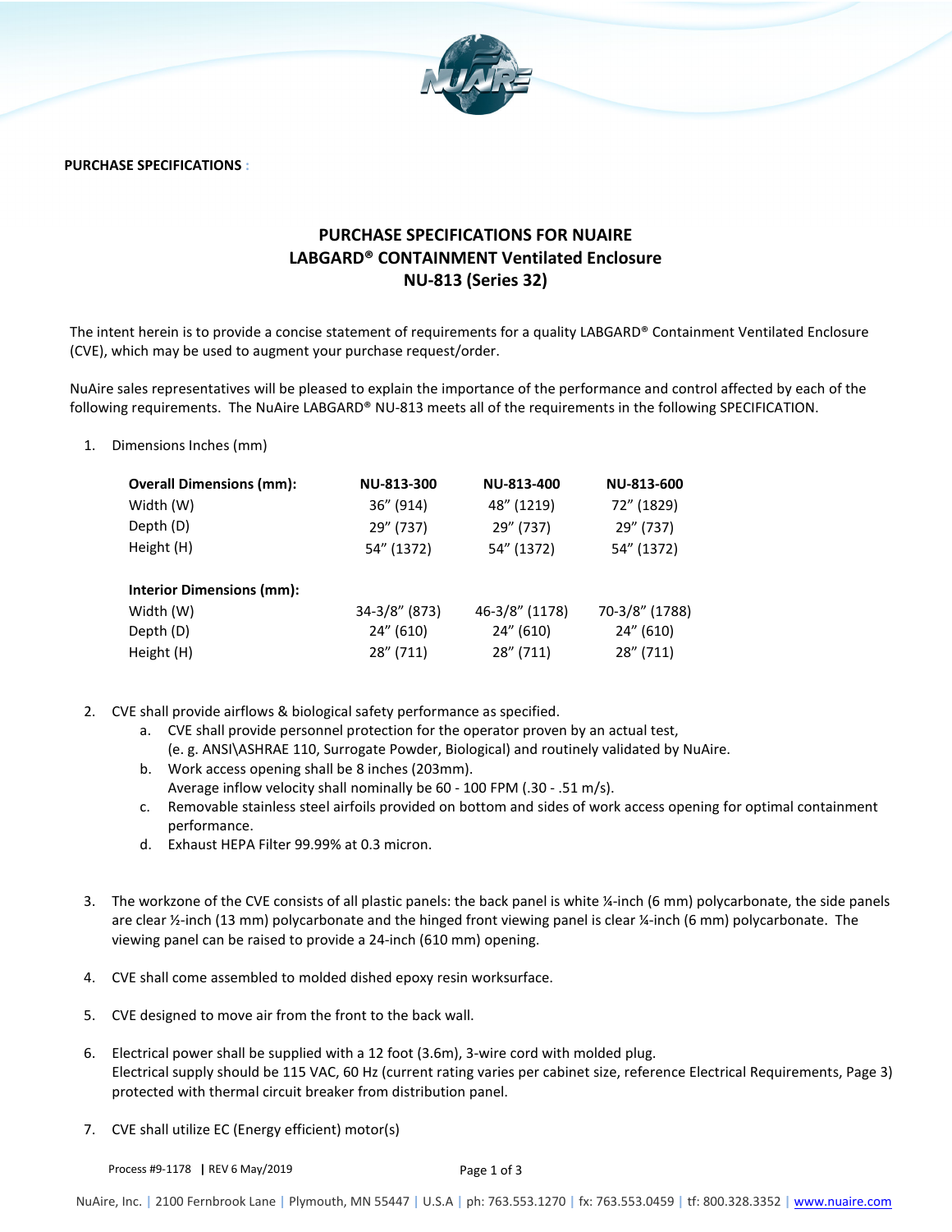**PURCHASE SPECIFICATIONS :**

# PURCHASE SPECIFICATIONS FOR NUAIRE LABGARD® CONTAINMENT Ventilated Enclosure NU-813 (Series 32)

The intent herein is to provide a concise statement of requirements for a quality LABGARD® Containment Ventilated Enclosure (CVE), which may be used to augment your purchase request/order.

NuAire sales representatives will be pleased to explain the importance of the performance and control affected by each of the following requirements. The NuAire LABGARD® NU-813 meets all of the requirements in the following SPECIFICATION.

1. Dimensions Inches (mm)

| **Overall Dimensions (mm):** | **NU-813-300** | **NU-813-400** | **NU-813-600** |
|---|---|---|---|
| Width (W) | 36" (914) | 48" (1219) | 72" (1829) |
| Depth (D) | 29" (737) | 29" (737) | 29" (737) |
| Height (H) | 54" (1372) | 54" (1372) | 54" (1372) |
| **Interior Dimensions (mm):** | | | |
| Width (W) | 34-3/8" (873) | 46-3/8" (1178) | 70-3/8" (1788) |
| Depth (D) | 24" (610) | 24" (610) | 24" (610) |
| Height (H) | 28" (711) | 28" (711) | 28" (711) |

2. CVE shall provide airflows & biological safety performance as specified.
    a. CVE shall provide personnel protection for the operator proven by an actual test, (e. g. ANSI\ASHRAE 110, Surrogate Powder, Biological) and routinely validated by NuAire.
    b. Work access opening shall be 8 inches (203mm). Average inflow velocity shall nominally be 60 - 100 FPM (.30 - .51 m/s).
    c. Removable stainless steel airfoils provided on bottom and sides of work access opening for optimal containment performance.
    d. Exhaust HEPA Filter 99.99% at 0.3 micron.

3. The workzone of the CVE consists of all plastic panels: the back panel is white ¼-inch (6 mm) polycarbonate, the side panels are clear ½-inch (13 mm) polycarbonate and the hinged front viewing panel is clear ¼-inch (6 mm) polycarbonate. The viewing panel can be raised to provide a 24-inch (610 mm) opening.

4. CVE shall come assembled to molded dished epoxy resin worksurface.

5. CVE designed to move air from the front to the back wall.

6. Electrical power shall be supplied with a 12 foot (3.6m), 3-wire cord with molded plug. Electrical supply should be 115 VAC, 60 Hz (current rating varies per cabinet size, reference Electrical Requirements, Page 3) protected with thermal circuit breaker from distribution panel.

7. CVE shall utilize EC (Energy efficient) motor(s)

Process #9-1178 | REV 6 May/2019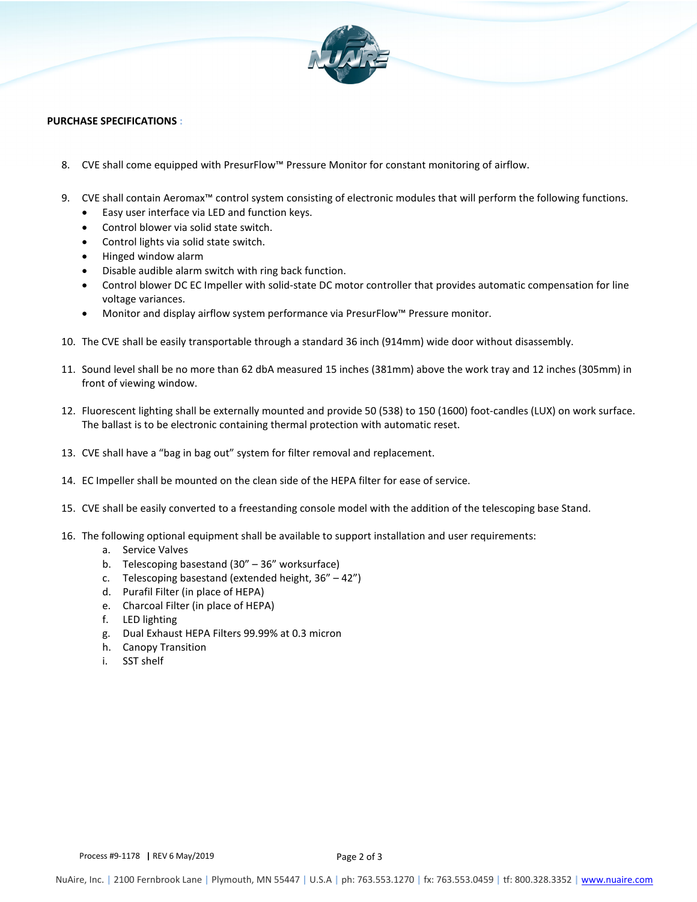**PURCHASE SPECIFICATIONS :**

8. CVE shall come equipped with PresurFlow™ Pressure Monitor for constant monitoring of airflow.

9. CVE shall contain Aeromax™ control system consisting of electronic modules that will perform the following functions.
   - Easy user interface via LED and function keys.
   - Control blower via solid state switch.
   - Control lights via solid state switch.
   - Hinged window alarm
   - Disable audible alarm switch with ring back function.
   - Control blower DC EC Impeller with solid-state DC motor controller that provides automatic compensation for line voltage variances.
   - Monitor and display airflow system performance via PresurFlow™ Pressure monitor.

10. The CVE shall be easily transportable through a standard 36 inch (914mm) wide door without disassembly.

11. Sound level shall be no more than 62 dbA measured 15 inches (381mm) above the work tray and 12 inches (305mm) in front of viewing window.

12. Fluorescent lighting shall be externally mounted and provide 50 (538) to 150 (1600) foot-candles (LUX) on work surface. The ballast is to be electronic containing thermal protection with automatic reset.

13. CVE shall have a "bag in bag out" system for filter removal and replacement.

14. EC Impeller shall be mounted on the clean side of the HEPA filter for ease of service.

15. CVE shall be easily converted to a freestanding console model with the addition of the telescoping base Stand.

16. The following optional equipment shall be available to support installation and user requirements:
    a. Service Valves
    b. Telescoping basestand (30" – 36" worksurface)
    c. Telescoping basestand (extended height, 36" – 42")
    d. Purafil Filter (in place of HEPA)
    e. Charcoal Filter (in place of HEPA)
    f. LED lighting
    g. Dual Exhaust HEPA Filters 99.99% at 0.3 micron
    h. Canopy Transition
    i. SST shelf

Process #9-1178 | REV 6 May/2019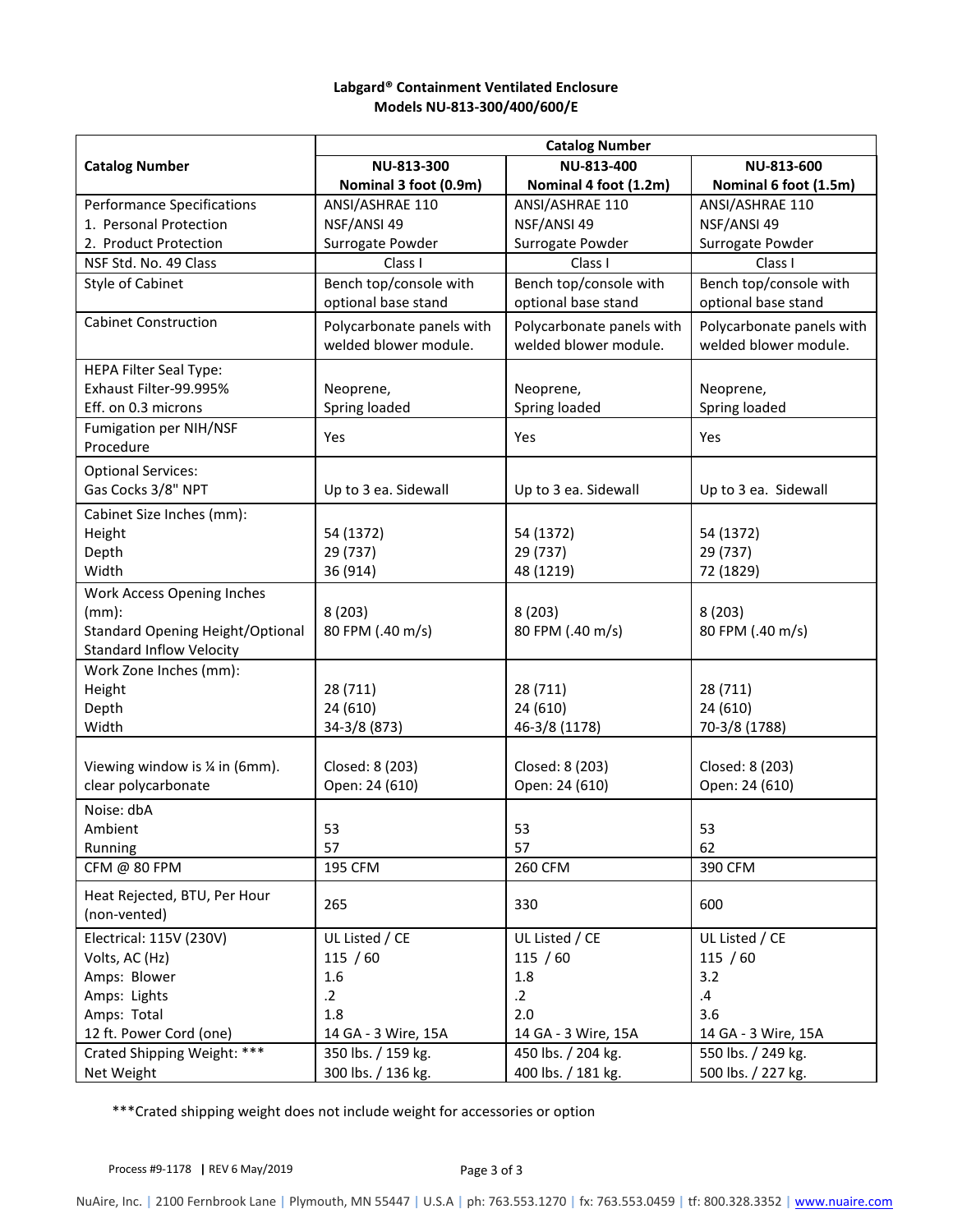**Labgard® Containment Ventilated Enclosure**
**Models NU-813-300/400/600/E**

| Catalog Number | Catalog Number | | |
|---|---|---|---|
| | **NU-813-300 Nominal 3 foot (0.9m)** | **NU-813-400 Nominal 4 foot (1.2m)** | **NU-813-600 Nominal 6 foot (1.5m)** |
| Performance Specifications<br>1. Personal Protection<br>2. Product Protection | ANSI/ASHRAE 110<br>NSF/ANSI 49<br>Surrogate Powder | ANSI/ASHRAE 110<br>NSF/ANSI 49<br>Surrogate Powder | ANSI/ASHRAE 110<br>NSF/ANSI 49<br>Surrogate Powder |
| NSF Std. No. 49 Class | Class I | Class I | Class I |
| Style of Cabinet | Bench top/console with optional base stand | Bench top/console with optional base stand | Bench top/console with optional base stand |
| Cabinet Construction | Polycarbonate panels with welded blower module. | Polycarbonate panels with welded blower module. | Polycarbonate panels with welded blower module. |
| HEPA Filter Seal Type:<br>Exhaust Filter-99.995%<br>Eff. on 0.3 microns | Neoprene,<br>Spring loaded | Neoprene,<br>Spring loaded | Neoprene,<br>Spring loaded |
| Fumigation per NIH/NSF Procedure | Yes | Yes | Yes |
| Optional Services:<br>Gas Cocks 3/8" NPT | Up to 3 ea. Sidewall | Up to 3 ea. Sidewall | Up to 3 ea. Sidewall |
| Cabinet Size Inches (mm):<br>Height<br>Depth<br>Width | 54 (1372)<br>29 (737)<br>36 (914) | 54 (1372)<br>29 (737)<br>48 (1219) | 54 (1372)<br>29 (737)<br>72 (1829) |
| Work Access Opening Inches (mm):<br>Standard Opening Height/Optional<br>Standard Inflow Velocity | 8 (203)<br>80 FPM (.40 m/s) | 8 (203)<br>80 FPM (.40 m/s) | 8 (203)<br>80 FPM (.40 m/s) |
| Work Zone Inches (mm):<br>Height<br>Depth<br>Width | 28 (711)<br>24 (610)<br>34-3/8 (873) | 28 (711)<br>24 (610)<br>46-3/8 (1178) | 28 (711)<br>24 (610)<br>70-3/8 (1788) |
| Viewing window is ¼ in (6mm). clear polycarbonate | Closed: 8 (203)<br>Open: 24 (610) | Closed: 8 (203)<br>Open: 24 (610) | Closed: 8 (203)<br>Open: 24 (610) |
| Noise: dbA<br>Ambient<br>Running | 53<br>57 | 53<br>57 | 53<br>62 |
| CFM @ 80 FPM | 195 CFM | 260 CFM | 390 CFM |
| Heat Rejected, BTU, Per Hour (non-vented) | 265 | 330 | 600 |
| Electrical: 115V (230V)<br>Volts, AC (Hz)<br>Amps: Blower<br>Amps: Lights<br>Amps: Total<br>12 ft. Power Cord (one) | UL Listed / CE<br>115 / 60<br>1.6<br>.2<br>1.8<br>14 GA - 3 Wire, 15A | UL Listed / CE<br>115 / 60<br>1.8<br>.2<br>2.0<br>14 GA - 3 Wire, 15A | UL Listed / CE<br>115 / 60<br>3.2<br>.4<br>3.6<br>14 GA - 3 Wire, 15A |
| Crated Shipping Weight: ***<br>Net Weight | 350 lbs. / 159 kg.<br>300 lbs. / 136 kg. | 450 lbs. / 204 kg.<br>400 lbs. / 181 kg. | 550 lbs. / 249 kg.<br>500 lbs. / 227 kg. |

***Crated shipping weight does not include weight for accessories or option

Process #9-1178 | REV 6 May/2019

NuAire, Inc. | 2100 Fernbrook Lane | Plymouth, MN 55447 | U.S.A | ph: 763.553.1270 | fx: 763.553.0459 | tf: 800.328.3352 | www.nuaire.com